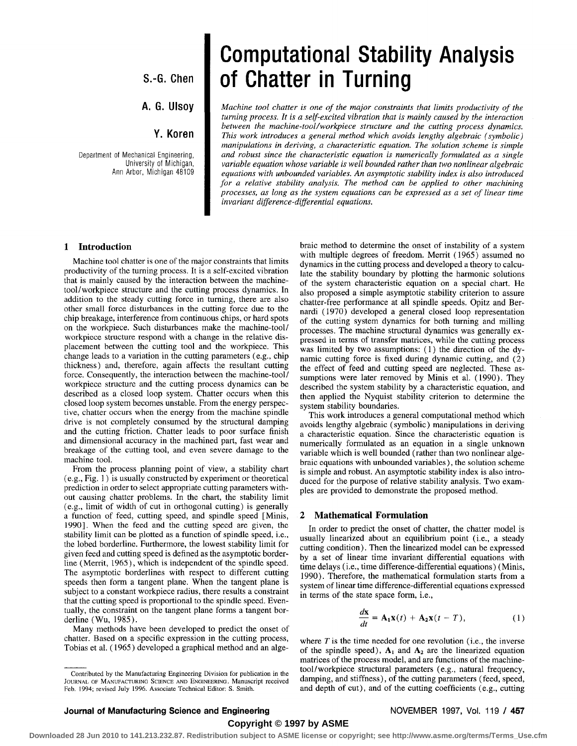# Computational Stability Analysis of Chatter in Turning

**S.-G. Chen**

**A. G. Ulsoy**

**Y. Koren**

Department of Mechanical Engineering,
University of Michigan,
Ann Arbor, Michigan 48109

*Machine tool chatter is one of the major constraints that limits productivity of the turning process. It is a self-excited vibration that is mainly caused by the interaction between the machine-tool/workpiece structure and the cutting process dynamics. This work introduces a general method which avoids lengthy algebraic (symbolic) manipulations in deriving, a characteristic equation. The solution scheme is simple and robust since the characteristic equation is numerically formulated as a single variable equation whose variable is well bounded rather than two nonlinear algebraic equations with unbounded variables. An asymptotic stability index is also introduced for a relative stability analysis. The method can be applied to other machining processes, as long as the system equations can be expressed as a set of linear time invariant difference-differential equations.*

## 1 Introduction

Machine tool chatter is one of the major constraints that limits productivity of the turning process. It is a self-excited vibration that is mainly caused by the interaction between the machine-tool/workpiece structure and the cutting process dynamics. In addition to the steady cutting force in turning, there are also other small force disturbances in the cutting force due to the chip breakage, interference from continuous chips, or hard spots on the workpiece. Such disturbances make the machine-tool/workpiece structure respond with a change in the relative displacement between the cutting tool and the workpiece. This change leads to a variation in the cutting parameters (e.g., chip thickness) and, therefore, again affects the resultant cutting force. Consequently, the interaction between the machine-tool/workpiece structure and the cutting process dynamics can be described as a closed loop system. Chatter occurs when this closed loop system becomes unstable. From the energy perspective, chatter occurs when the energy from the machine spindle drive is not completely consumed by the structural damping and the cutting friction. Chatter leads to poor surface finish and dimensional accuracy in the machined part, fast wear and breakage of the cutting tool, and even severe damage to the machine tool.

From the process planning point of view, a stability chart (e.g., Fig. 1) is usually constructed by experiment or theoretical prediction in order to select appropriate cutting parameters without causing chatter problems. In the chart, the stability limit (e.g., limit of width of cut in orthogonal cutting) is generally a function of feed, cutting speed, and spindle speed [Minis, 1990]. When the feed and the cutting speed are given, the stability limit can be plotted as a function of spindle speed, i.e., the lobed borderline. Furthermore, the lowest stability limit for given feed and cutting speed is defined as the asymptotic borderline (Merrit, 1965), which is independent of the spindle speed. The asymptotic borderlines with respect to different cutting speeds then form a tangent plane. When the tangent plane is subject to a constant workpiece radius, there results a constraint that the cutting speed is proportional to the spindle speed. Eventually, the constraint on the tangent plane forms a tangent borderline (Wu, 1985).

Many methods have been developed to predict the onset of chatter. Based on a specific expression in the cutting process, Tobias et al. (1965) developed a graphical method and an algebraic method to determine the onset of instability of a system with multiple degrees of freedom. Merrit (1965) assumed no dynamics in the cutting process and developed a theory to calculate the stability boundary by plotting the harmonic solutions of the system characteristic equation on a special chart. He also proposed a simple asymptotic stability criterion to assure chatter-free performance at all spindle speeds. Opitz and Bernardi (1970) developed a general closed loop representation of the cutting system dynamics for both turning and milling processes. The machine structural dynamics was generally expressed in terms of transfer matrices, while the cutting process was limited by two assumptions: (1) the direction of the dynamic cutting force is fixed during dynamic cutting, and (2) the effect of feed and cutting speed are neglected. These assumptions were later removed by Minis et al. (1990). They described the system stability by a characteristic equation, and then applied the Nyquist stability criterion to determine the system stability boundaries.

This work introduces a general computational method which avoids lengthy algebraic (symbolic) manipulations in deriving a characteristic equation. Since the characteristic equation is numerically formulated as an equation in a single unknown variable which is well bounded (rather than two nonlinear algebraic equations with unbounded variables), the solution scheme is simple and robust. An asymptotic stability index is also introduced for the purpose of relative stability analysis. Two examples are provided to demonstrate the proposed method.

## 2 Mathematical Formulation

In order to predict the onset of chatter, the chatter model is usually linearized about an equilibrium point (i.e., a steady cutting condition). Then the linearized model can be expressed by a set of linear time invariant differential equations with time delays (i.e., time difference-differential equations) (Minis, 1990). Therefore, the mathematical formulation starts from a system of linear time difference-differential equations expressed in terms of the state space form, i.e.,

$$\frac{d\mathbf{x}}{dt} = \mathbf{A}_1\mathbf{x}(t) + \mathbf{A}_2\mathbf{x}(t - T), \tag{1}$$

where $T$ is the time needed for one revolution (i.e., the inverse of the spindle speed), $\mathbf{A}_1$ and $\mathbf{A}_2$ are the linearized equation matrices of the process model, and are functions of the machine-tool/workpiece structural parameters (e.g., natural frequency, damping, and stiffness), of the cutting parameters (feed, speed, and depth of cut), and of the cutting coefficients (e.g., cutting

Contributed by the Manufacturing Engineering Division for publication in the JOURNAL OF MANUFACTURING SCIENCE AND ENGINEERING. Manuscript received Feb. 1994; revised July 1996. Associate Technical Editor: S. Smith.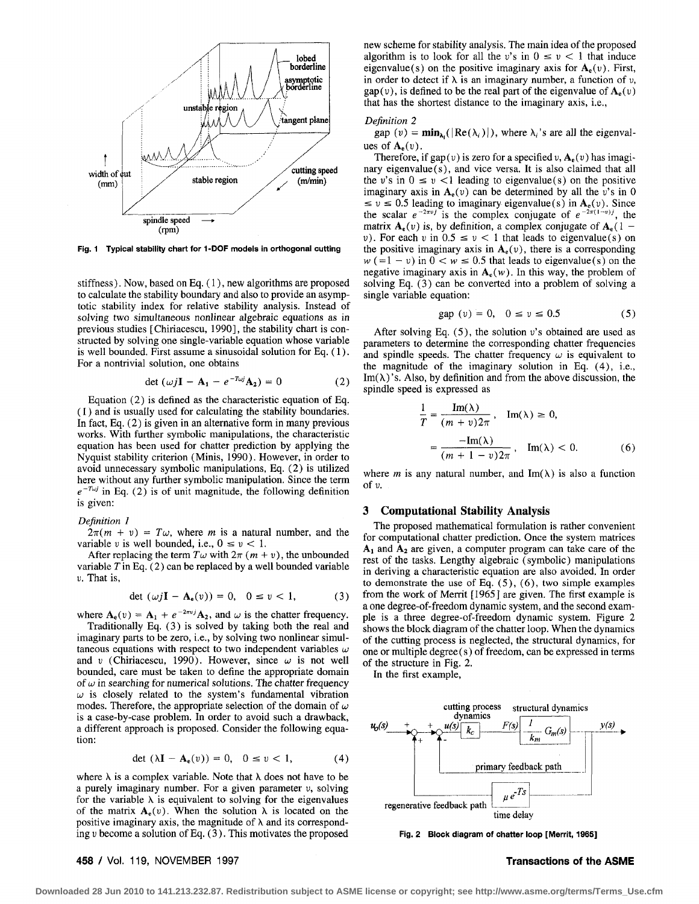Fig. 1 Typical stability chart for 1-DOF models in orthogonal cutting

stiffness). Now, based on Eq. (1), new algorithms are proposed to calculate the stability boundary and also to provide an asymptotic stability index for relative stability analysis. Instead of solving two simultaneous nonlinear algebraic equations as in previous studies [Chiriacescu, 1990], the stability chart is constructed by solving one single-variable equation whose variable is well bounded. First assume a sinusoidal solution for Eq. (1). For a nontrivial solution, one obtains

$$\det\left(\omega j\mathbf{I} - \mathbf{A}_1 - e^{-T\omega j}\mathbf{A}_2\right) = 0 \qquad (2)$$

Equation (2) is defined as the characteristic equation of Eq. (1) and is usually used for calculating the stability boundaries. In fact, Eq. (2) is given in an alternative form in many previous works. With further symbolic manipulations, the characteristic equation has been used for chatter prediction by applying the Nyquist stability criterion (Minis, 1990). However, in order to avoid unnecessary symbolic manipulations, Eq. (2) is utilized here without any further symbolic manipulation. Since the term $e^{-T\omega j}$ in Eq. (2) is of unit magnitude, the following definition is given:

*Definition 1*

$2\pi(m + v) = T\omega$, where $m$ is a natural number, and the variable $v$ is well bounded, i.e., $0 \le v < 1$.

After replacing the term $T\omega$ with $2\pi(m + v)$, the unbounded variable $T$ in Eq. (2) can be replaced by a well bounded variable $v$. That is,

$$\det\left(\omega j\mathbf{I} - \mathbf{A}_e(v)\right) = 0, \quad 0 \le v < 1, \qquad (3)$$

where $\mathbf{A}_e(v) = \mathbf{A}_1 + e^{-2\pi v j}\mathbf{A}_2$, and $\omega$ is the chatter frequency.

Traditionally Eq. (3) is solved by taking both the real and imaginary parts to be zero, i.e., by solving two nonlinear simultaneous equations with respect to two independent variables $\omega$ and $v$ (Chiriacescu, 1990). However, since $\omega$ is not well bounded, care must be taken to define the appropriate domain of $\omega$ in searching for numerical solutions. The chatter frequency $\omega$ is closely related to the system's fundamental vibration modes. Therefore, the appropriate selection of the domain of $\omega$ is a case-by-case problem. In order to avoid such a drawback, a different approach is proposed. Consider the following equation:

$$\det\left(\lambda\mathbf{I} - \mathbf{A}_e(v)\right) = 0, \quad 0 \le v < 1, \qquad (4)$$

where $\lambda$ is a complex variable. Note that $\lambda$ does not have to be a purely imaginary number. For a given parameter $v$, solving for the variable $\lambda$ is equivalent to solving for the eigenvalues of the matrix $\mathbf{A}_e(v)$. When the solution $\lambda$ is located on the positive imaginary axis, the magnitude of $\lambda$ and its corresponding $v$ become a solution of Eq. (3). This motivates the proposed new scheme for stability analysis. The main idea of the proposed algorithm is to look for all the $v$'s in $0 \le v < 1$ that induce eigenvalue(s) on the positive imaginary axis for $\mathbf{A}_e(v)$. First, in order to detect if $\lambda$ is an imaginary number, a function of $v$, gap($v$), is defined to be the real part of the eigenvalue of $\mathbf{A}_e(v)$ that has the shortest distance to the imaginary axis, i.e.,

*Definition 2*

gap $(v) = \mathbf{min}_{\lambda_i}(|\mathrm{Re}(\lambda_i)|)$, where $\lambda_i$'s are all the eigenvalues of $\mathbf{A}_e(v)$.

Therefore, if gap($v$) is zero for a specified $v$, $\mathbf{A}_e(v)$ has imaginary eigenvalue(s), and vice versa. It is also claimed that all the $v$'s in $0 \le v < 1$ leading to eigenvalue(s) on the positive imaginary axis in $\mathbf{A}_e(v)$ can be determined by all the $v$'s in $0 \le v \le 0.5$ leading to imaginary eigenvalue(s) in $\mathbf{A}_e(v)$. Since the scalar $e^{-2\pi v j}$ is the complex conjugate of $e^{-2\pi(1-v)j}$, the matrix $\mathbf{A}_e(v)$ is, by definition, a complex conjugate of $\mathbf{A}_e(1 - v)$. For each $v$ in $0.5 \le v < 1$ that leads to eigenvalue(s) on the positive imaginary axis in $\mathbf{A}_e(v)$, there is a corresponding $w$ $(=1 - v)$ in $0 < w \le 0.5$ that leads to eigenvalue(s) on the negative imaginary axis in $\mathbf{A}_e(w)$. In this way, the problem of solving Eq. (3) can be converted into a problem of solving a single variable equation:

$$\text{gap } (v) = 0, \quad 0 \le v \le 0.5 \qquad (5)$$

After solving Eq. (5), the solution $v$'s obtained are used as parameters to determine the corresponding chatter frequencies and spindle speeds. The chatter frequency $\omega$ is equivalent to the magnitude of the imaginary solution in Eq. (4), i.e., $\mathrm{Im}(\lambda)$'s. Also, by definition and from the above discussion, the spindle speed is expressed as

$$\begin{aligned} \frac{1}{T} &= \frac{\mathrm{Im}(\lambda)}{(m + v)2\pi}, \quad \mathrm{Im}(\lambda) \ge 0, \\ &= \frac{-\mathrm{Im}(\lambda)}{(m + 1 - v)2\pi}, \quad \mathrm{Im}(\lambda) < 0. \end{aligned} \qquad (6)$$

where $m$ is any natural number, and $\mathrm{Im}(\lambda)$ is also a function of $v$.

## 3 Computational Stability Analysis

The proposed mathematical formulation is rather convenient for computational chatter prediction. Once the system matrices $\mathbf{A}_1$ and $\mathbf{A}_2$ are given, a computer program can take care of the rest of the tasks. Lengthy algebraic (symbolic) manipulations in deriving a characteristic equation are also avoided. In order to demonstrate the use of Eq. (5), (6), two simple examples from the work of Merrit [1965] are given. The first example is a one degree-of-freedom dynamic system, and the second example is a three degree-of-freedom dynamic system. Figure 2 shows the block diagram of the chatter loop. When the dynamics of the cutting process is neglected, the structural dynamics, for one or multiple degree(s) of freedom, can be expressed in terms of the structure in Fig. 2.

In the first example,

Fig. 2 Block diagram of chatter loop [Merrit, 1965]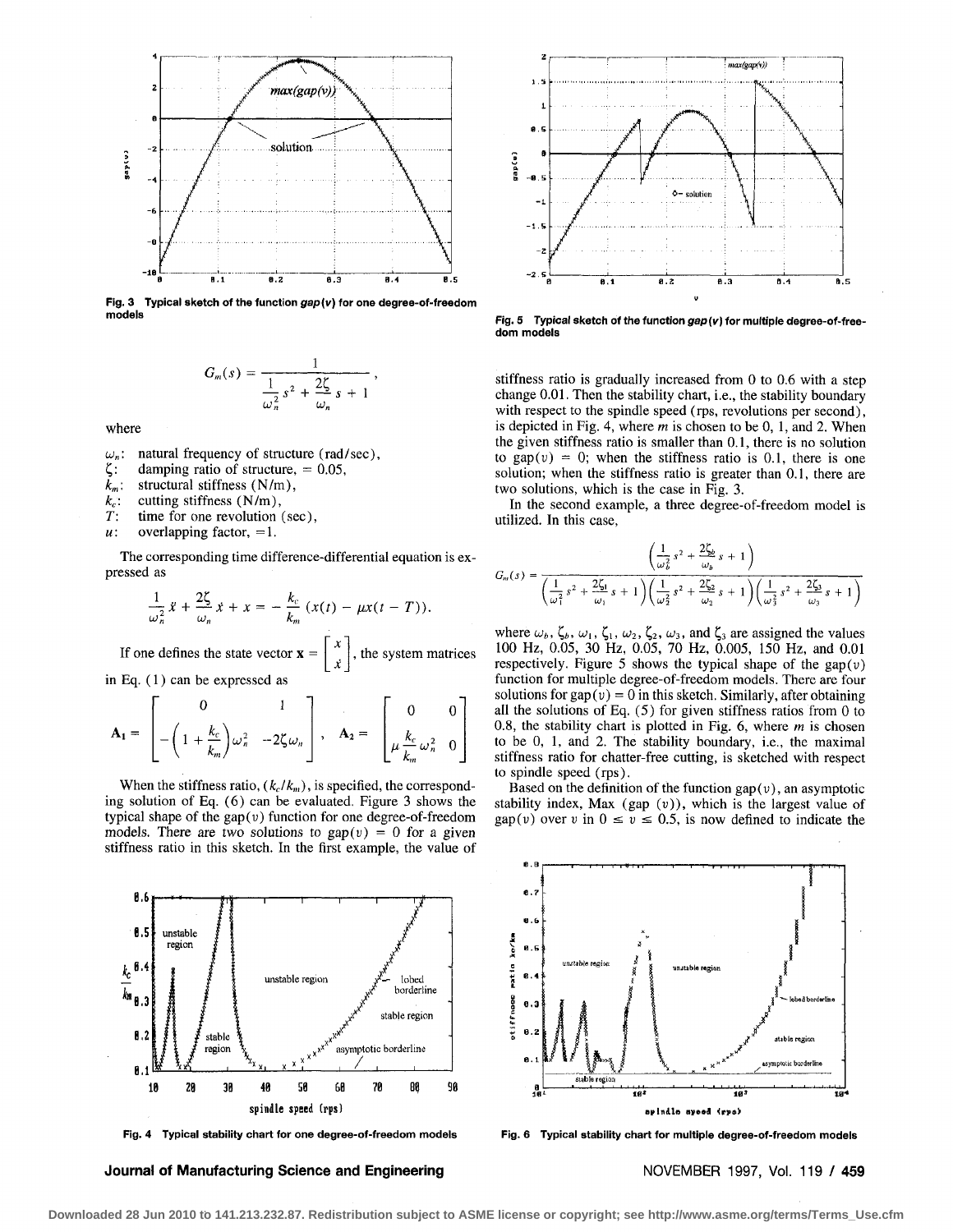Fig. 3 Typical sketch of the function *gap*(*v*) for one degree-of-freedom models

$$G_m(s) = \frac{1}{\frac{1}{\omega_n^2}s^2 + \frac{2\zeta}{\omega_n}s + 1},$$

where

- $\omega_n$: natural frequency of structure (rad/sec),
- $\zeta$: damping ratio of structure, = 0.05,
- $k_m$: structural stiffness (N/m),
- $k_c$: cutting stiffness (N/m),
- $T$: time for one revolution (sec),
- $u$: overlapping factor, =1.

The corresponding time difference-differential equation is expressed as

$$\frac{1}{\omega_n^2}\ddot{x} + \frac{2\zeta}{\omega_n}\dot{x} + x = -\frac{k_c}{k_m}(x(t) - \mu x(t-T)).$$

If one defines the state vector $\mathbf{x} = \begin{bmatrix} x \\ \dot{x} \end{bmatrix}$, the system matrices in Eq. (1) can be expressed as

$$\mathbf{A}_1 = \begin{bmatrix} 0 & 1 \\ -\left(1 + \frac{k_c}{k_m}\right)\omega_n^2 & -2\zeta\omega_n \end{bmatrix}, \quad \mathbf{A}_2 = \begin{bmatrix} 0 & 0 \\ \mu\frac{k_c}{k_m}\omega_n^2 & 0 \end{bmatrix}$$

When the stiffness ratio, $(k_c/k_m)$, is specified, the corresponding solution of Eq. (6) can be evaluated. Figure 3 shows the typical shape of the gap($v$) function for one degree-of-freedom models. There are two solutions to gap($v$) = 0 for a given stiffness ratio in this sketch. In the first example, the value of stiffness ratio is gradually increased from 0 to 0.6 with a step change 0.01. Then the stability chart, i.e., the stability boundary with respect to the spindle speed (rps, revolutions per second), is depicted in Fig. 4, where $m$ is chosen to be 0, 1, and 2. When the given stiffness ratio is smaller than 0.1, there is no solution to gap($v$) = 0; when the stiffness ratio is 0.1, there is one solution; when the stiffness ratio is greater than 0.1, there are two solutions, which is the case in Fig. 3.

In the second example, a three degree-of-freedom model is utilized. In this case,

$$G_m(s) = \frac{\left(\frac{1}{\omega_b^2}s^2 + \frac{2\zeta_b}{\omega_b}s + 1\right)}{\left(\frac{1}{\omega_1^2}s^2 + \frac{2\zeta_1}{\omega_1}s + 1\right)\left(\frac{1}{\omega_2^2}s^2 + \frac{2\zeta_2}{\omega_2}s + 1\right)\left(\frac{1}{\omega_3^2}s^2 + \frac{2\zeta_3}{\omega_3}s + 1\right)}$$

where $\omega_b$, $\zeta_b$, $\omega_1$, $\zeta_1$, $\omega_2$, $\zeta_2$, $\omega_3$, and $\zeta_3$ are assigned the values 100 Hz, 0.05, 30 Hz, 0.05, 70 Hz, 0.005, 150 Hz, and 0.01 respectively. Figure 5 shows the typical shape of the gap($v$) function for multiple degree-of-freedom models. There are four solutions for gap($v$) = 0 in this sketch. Similarly, after obtaining all the solutions of Eq. (5) for given stiffness ratios from 0 to 0.8, the stability chart is plotted in Fig. 6, where $m$ is chosen to be 0, 1, and 2. The stability boundary, i.e., the maximal stiffness ratio for chatter-free cutting, is sketched with respect to spindle speed (rps).

Based on the definition of the function gap($v$), an asymptotic stability index, Max (gap ($v$)), which is the largest value of gap($v$) over $v$ in $0 \le v \le 0.5$, is now defined to indicate the

Fig. 5 Typical sketch of the function *gap*(*v*) for multiple degree-of-freedom models

Fig. 4 Typical stability chart for one degree-of-freedom models

Fig. 6 Typical stability chart for multiple degree-of-freedom models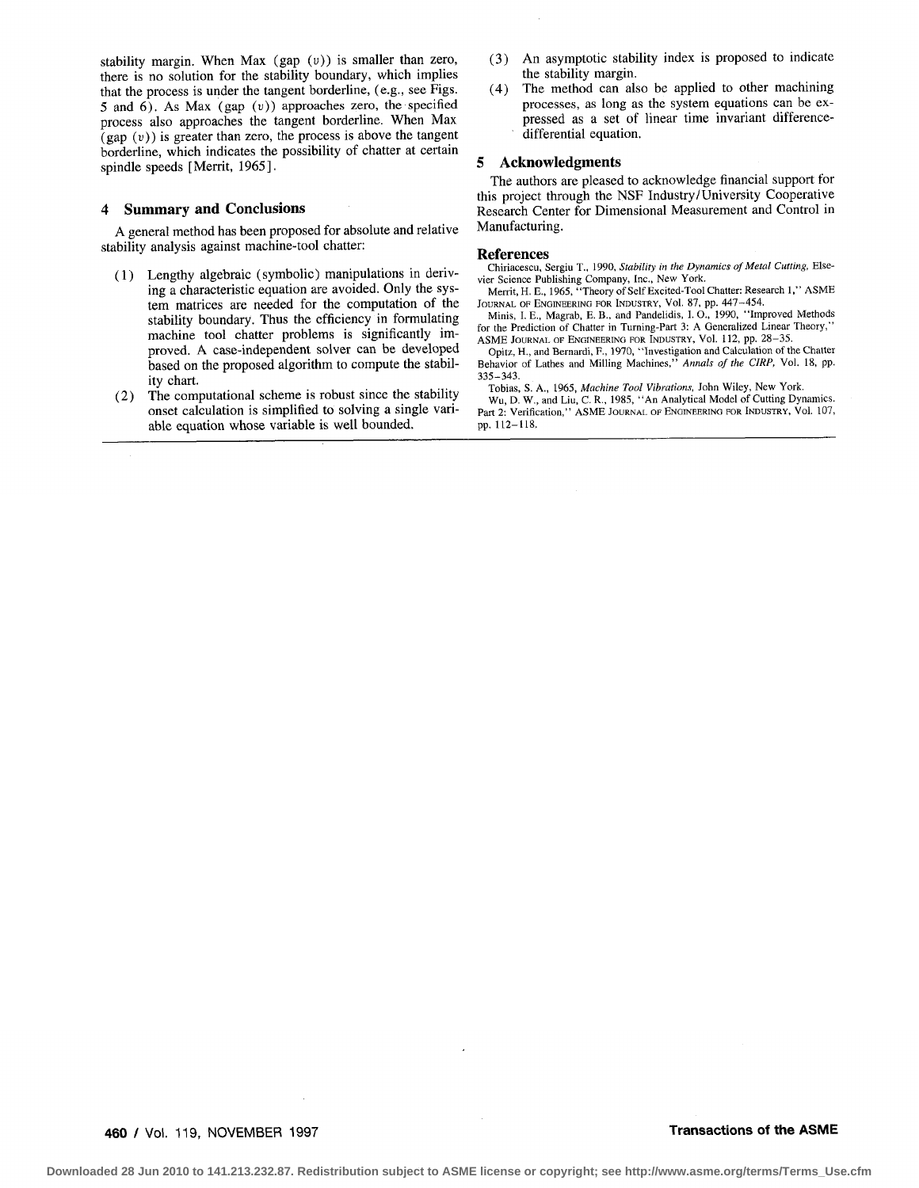stability margin. When Max (gap $(v)$) is smaller than zero, there is no solution for the stability boundary, which implies that the process is under the tangent borderline, (e.g., see Figs. 5 and 6). As Max (gap $(v)$) approaches zero, the specified process also approaches the tangent borderline. When Max (gap $(v)$) is greater than zero, the process is above the tangent borderline, which indicates the possibility of chatter at certain spindle speeds [Merrit, 1965].

## 4 Summary and Conclusions

A general method has been proposed for absolute and relative stability analysis against machine-tool chatter:

(1) Lengthy algebraic (symbolic) manipulations in deriving a characteristic equation are avoided. Only the system matrices are needed for the computation of the stability boundary. Thus the efficiency in formulating machine tool chatter problems is significantly improved. A case-independent solver can be developed based on the proposed algorithm to compute the stability chart.

(2) The computational scheme is robust since the stability onset calculation is simplified to solving a single variable equation whose variable is well bounded.

(3) An asymptotic stability index is proposed to indicate the stability margin.

(4) The method can also be applied to other machining processes, as long as the system equations can be expressed as a set of linear time invariant difference-differential equation.

## 5 Acknowledgments

The authors are pleased to acknowledge financial support for this project through the NSF Industry/University Cooperative Research Center for Dimensional Measurement and Control in Manufacturing.

## References

Chiriacescu, Sergiu T., 1990, *Stability in the Dynamics of Metal Cutting*, Elsevier Science Publishing Company, Inc., New York.

Merrit, H. E., 1965, "Theory of Self Excited-Tool Chatter: Research 1," ASME Journal of Engineering for Industry, Vol. 87, pp. 447–454.

Minis, I. E., Magrab, E. B., and Pandelidis, I. O., 1990, "Improved Methods for the Prediction of Chatter in Turning-Part 3: A Generalized Linear Theory," ASME Journal of Engineering for Industry, Vol. 112, pp. 28–35.

Opitz, H., and Bernardi, F., 1970, "Investigation and Calculation of the Chatter Behavior of Lathes and Milling Machines," *Annals of the CIRP*, Vol. 18, pp. 335–343.

Tobias, S. A., 1965, *Machine Tool Vibrations*, John Wiley, New York.

Wu, D. W., and Liu, C. R., 1985, "An Analytical Model of Cutting Dynamics. Part 2: Verification," ASME Journal of Engineering for Industry, Vol. 107, pp. 112–118.